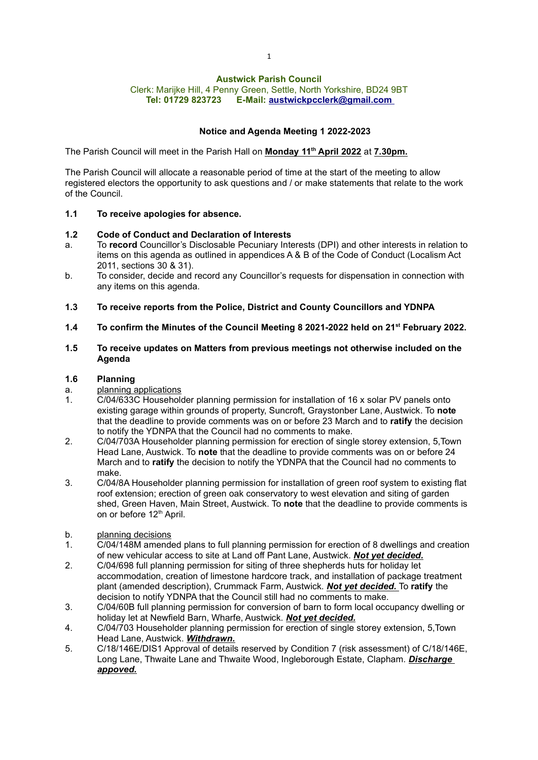**Austwick Parish Council**
Clerk: Marijke Hill, 4 Penny Green, Settle, North Yorkshire, BD24 9BT
**Tel: 01729 823723 E-Mail: austwickpcclerk@gmail.com**

**Notice and Agenda Meeting 1 2022-2023**

The Parish Council will meet in the Parish Hall on **Monday 11th April 2022** at **7.30pm.**

The Parish Council will allocate a reasonable period of time at the start of the meeting to allow registered electors the opportunity to ask questions and / or make statements that relate to the work of the Council.

**1.1 To receive apologies for absence.**

**1.2 Code of Conduct and Declaration of Interests**

a. To **record** Councillor's Disclosable Pecuniary Interests (DPI) and other interests in relation to items on this agenda as outlined in appendices A & B of the Code of Conduct (Localism Act 2011, sections 30 & 31).

b. To consider, decide and record any Councillor's requests for dispensation in connection with any items on this agenda.

**1.3 To receive reports from the Police, District and County Councillors and YDNPA**

**1.4 To confirm the Minutes of the Council Meeting 8 2021-2022 held on 21st February 2022.**

**1.5 To receive updates on Matters from previous meetings not otherwise included on the Agenda**

**1.6 Planning**

a. planning applications

1. C/04/633C Householder planning permission for installation of 16 x solar PV panels onto existing garage within grounds of property, Suncroft, Graystonber Lane, Austwick. To **note** that the deadline to provide comments was on or before 23 March and to **ratify** the decision to notify the YDNPA that the Council had no comments to make.
2. C/04/703A Householder planning permission for erection of single storey extension, 5,Town Head Lane, Austwick. To **note** that the deadline to provide comments was on or before 24 March and to **ratify** the decision to notify the YDNPA that the Council had no comments to make.
3. C/04/8A Householder planning permission for installation of green roof system to existing flat roof extension; erection of green oak conservatory to west elevation and siting of garden shed, Green Haven, Main Street, Austwick. To **note** that the deadline to provide comments is on or before 12th April.

b. planning decisions

1. C/04/148M amended plans to full planning permission for erection of 8 dwellings and creation of new vehicular access to site at Land off Pant Lane, Austwick. ***Not yet decided.***
2. C/04/698 full planning permission for siting of three shepherds huts for holiday let accommodation, creation of limestone hardcore track, and installation of package treatment plant (amended description), Crummack Farm, Austwick. ***Not yet decided.*** To **ratify** the decision to notify YDNPA that the Council still had no comments to make.
3. C/04/60B full planning permission for conversion of barn to form local occupancy dwelling or holiday let at Newfield Barn, Wharfe, Austwick. ***Not yet decided.***
4. C/04/703 Householder planning permission for erection of single storey extension, 5,Town Head Lane, Austwick. ***Withdrawn.***
5. C/18/146E/DIS1 Approval of details reserved by Condition 7 (risk assessment) of C/18/146E, Long Lane, Thwaite Lane and Thwaite Wood, Ingleborough Estate, Clapham. ***Discharge appoved.***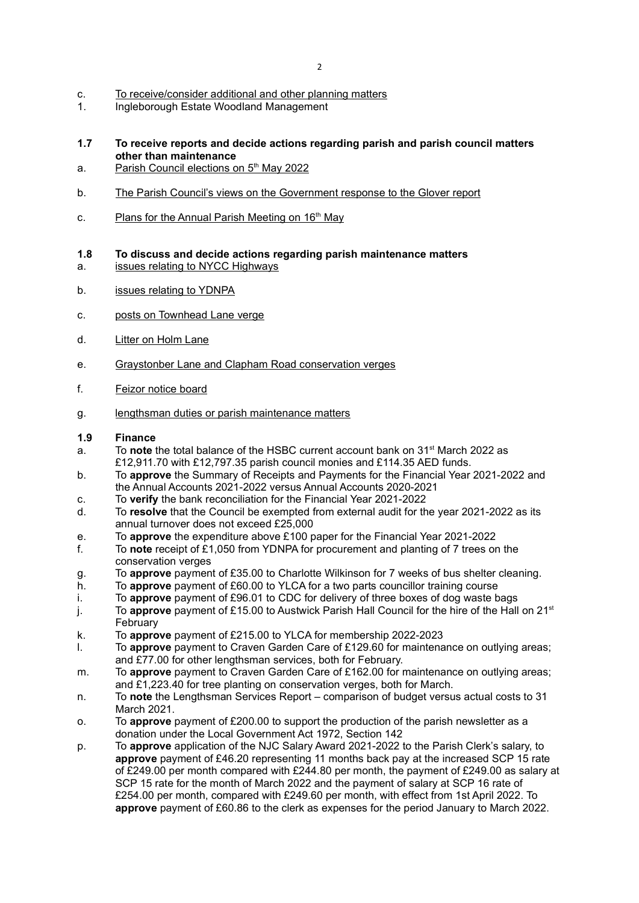c. <u>To receive/consider additional and other planning matters</u>
1. Ingleborough Estate Woodland Management

**1.7 To receive reports and decide actions regarding parish and parish council matters other than maintenance**

a. <u>Parish Council elections on 5th May 2022</u>

b. <u>The Parish Council's views on the Government response to the Glover report</u>

c. <u>Plans for the Annual Parish Meeting on 16th May</u>

**1.8 To discuss and decide actions regarding parish maintenance matters**

a. <u>issues relating to NYCC Highways</u>

b. <u>issues relating to YDNPA</u>

c. <u>posts on Townhead Lane verge</u>

d. <u>Litter on Holm Lane</u>

e. <u>Graystonber Lane and Clapham Road conservation verges</u>

f. <u>Feizor notice board</u>

g. <u>lengthsman duties or parish maintenance matters</u>

**1.9 Finance**

a. To **note** the total balance of the HSBC current account bank on 31st March 2022 as £12,911.70 with £12,797.35 parish council monies and £114.35 AED funds.
b. To **approve** the Summary of Receipts and Payments for the Financial Year 2021-2022 and the Annual Accounts 2021-2022 versus Annual Accounts 2020-2021
c. To **verify** the bank reconciliation for the Financial Year 2021-2022
d. To **resolve** that the Council be exempted from external audit for the year 2021-2022 as its annual turnover does not exceed £25,000
e. To **approve** the expenditure above £100 paper for the Financial Year 2021-2022
f. To **note** receipt of £1,050 from YDNPA for procurement and planting of 7 trees on the conservation verges
g. To **approve** payment of £35.00 to Charlotte Wilkinson for 7 weeks of bus shelter cleaning.
h. To **approve** payment of £60.00 to YLCA for a two parts councillor training course
i. To **approve** payment of £96.01 to CDC for delivery of three boxes of dog waste bags
j. To **approve** payment of £15.00 to Austwick Parish Hall Council for the hire of the Hall on 21st February
k. To **approve** payment of £215.00 to YLCA for membership 2022-2023
l. To **approve** payment to Craven Garden Care of £129.60 for maintenance on outlying areas; and £77.00 for other lengthsman services, both for February.
m. To **approve** payment to Craven Garden Care of £162.00 for maintenance on outlying areas; and £1,223.40 for tree planting on conservation verges, both for March.
n. To **note** the Lengthsman Services Report – comparison of budget versus actual costs to 31 March 2021.
o. To **approve** payment of £200.00 to support the production of the parish newsletter as a donation under the Local Government Act 1972, Section 142
p. To **approve** application of the NJC Salary Award 2021-2022 to the Parish Clerk's salary, to **approve** payment of £46.20 representing 11 months back pay at the increased SCP 15 rate of £249.00 per month compared with £244.80 per month, the payment of £249.00 as salary at SCP 15 rate for the month of March 2022 and the payment of salary at SCP 16 rate of £254.00 per month, compared with £249.60 per month, with effect from 1st April 2022. To **approve** payment of £60.86 to the clerk as expenses for the period January to March 2022.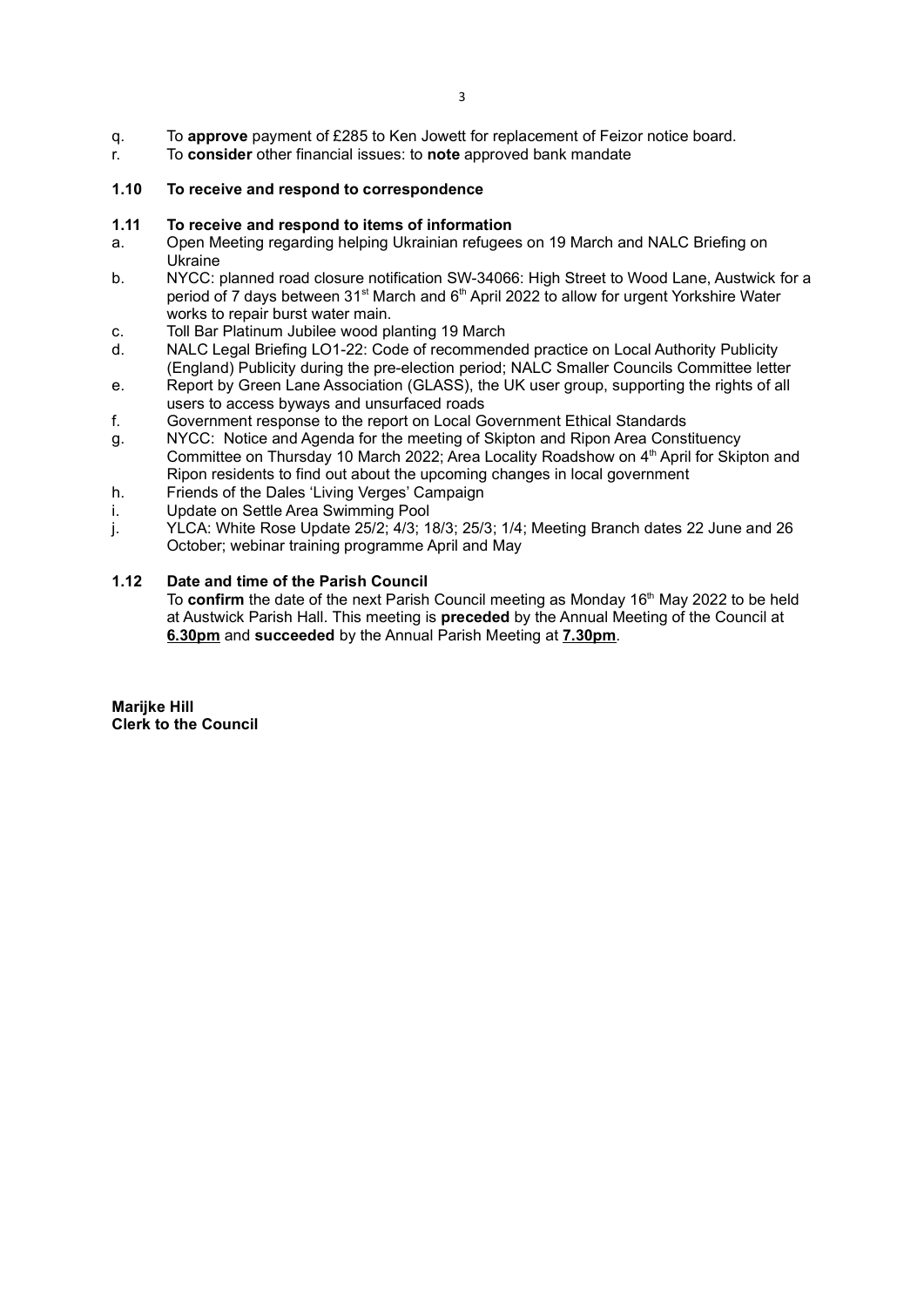q. To **approve** payment of £285 to Ken Jowett for replacement of Feizor notice board.

r. To **consider** other financial issues: to **note** approved bank mandate

**1.10 To receive and respond to correspondence**

**1.11 To receive and respond to items of information**

a. Open Meeting regarding helping Ukrainian refugees on 19 March and NALC Briefing on Ukraine

b. NYCC: planned road closure notification SW-34066: High Street to Wood Lane, Austwick for a period of 7 days between 31st March and 6th April 2022 to allow for urgent Yorkshire Water works to repair burst water main.

c. Toll Bar Platinum Jubilee wood planting 19 March

d. NALC Legal Briefing LO1-22: Code of recommended practice on Local Authority Publicity (England) Publicity during the pre-election period; NALC Smaller Councils Committee letter

e. Report by Green Lane Association (GLASS), the UK user group, supporting the rights of all users to access byways and unsurfaced roads

f. Government response to the report on Local Government Ethical Standards

g. NYCC: Notice and Agenda for the meeting of Skipton and Ripon Area Constituency Committee on Thursday 10 March 2022; Area Locality Roadshow on 4th April for Skipton and Ripon residents to find out about the upcoming changes in local government

h. Friends of the Dales 'Living Verges' Campaign

i. Update on Settle Area Swimming Pool

j. YLCA: White Rose Update 25/2; 4/3; 18/3; 25/3; 1/4; Meeting Branch dates 22 June and 26 October; webinar training programme April and May

**1.12 Date and time of the Parish Council**

To **confirm** the date of the next Parish Council meeting as Monday 16th May 2022 to be held at Austwick Parish Hall. This meeting is **preceded** by the Annual Meeting of the Council at **6.30pm** and **succeeded** by the Annual Parish Meeting at **7.30pm**.

**Marijke Hill**
**Clerk to the Council**